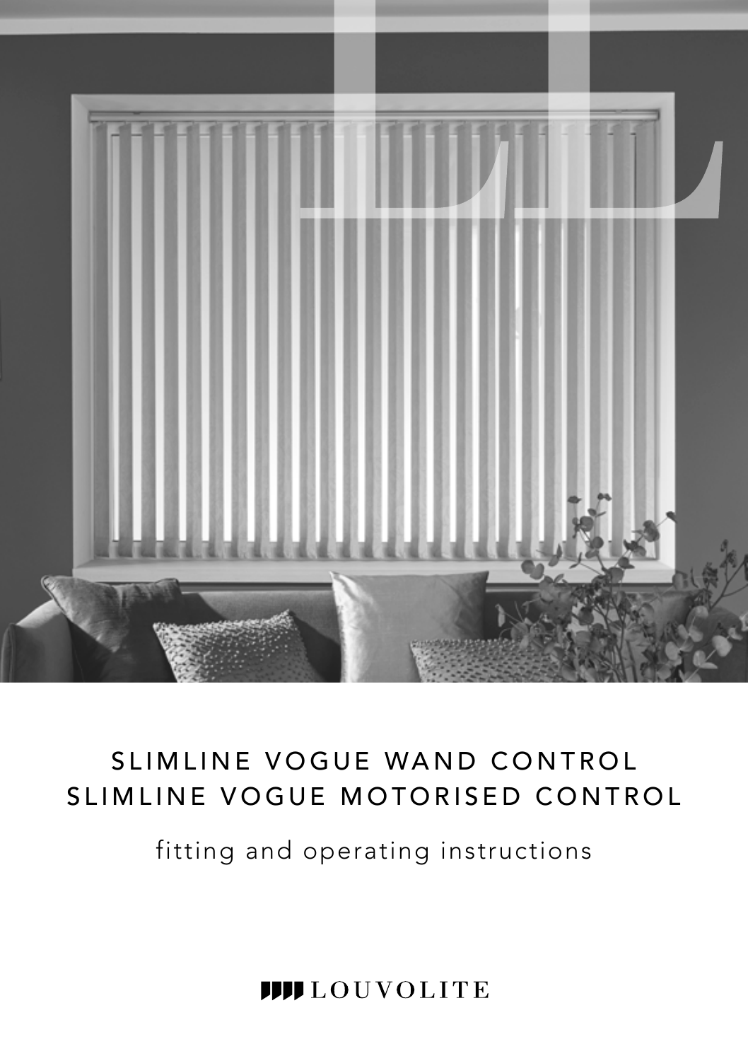# SLIMLINE VOGUE WAND CONTROL
# SLIMLINE VOGUE MOTORISED CONTROL

fitting and operating instructions

LOUVOLITE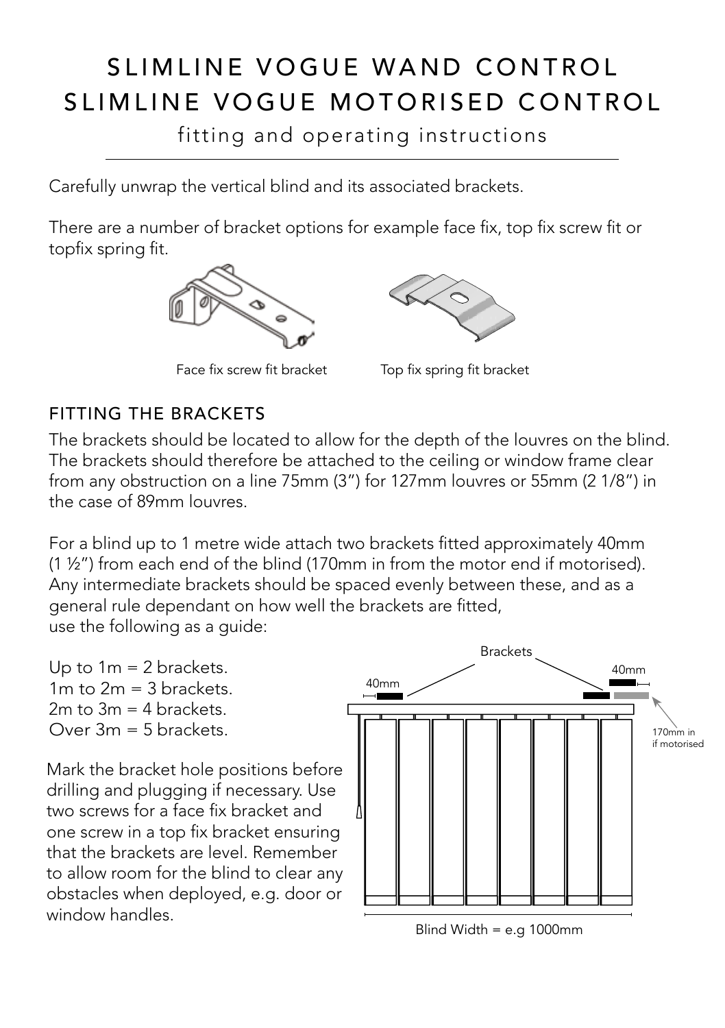# SLIMLINE VOGUE WAND CONTROL
# SLIMLINE VOGUE MOTORISED CONTROL

fitting and operating instructions

Carefully unwrap the vertical blind and its associated brackets.

There are a number of bracket options for example face fix, top fix screw fit or topfix spring fit.

Face fix screw fit bracket

Top fix spring fit bracket

## FITTING THE BRACKETS

The brackets should be located to allow for the depth of the louvres on the blind. The brackets should therefore be attached to the ceiling or window frame clear from any obstruction on a line 75mm (3") for 127mm louvres or 55mm (2 1/8") in the case of 89mm louvres.

For a blind up to 1 metre wide attach two brackets fitted approximately 40mm (1 ½") from each end of the blind (170mm in from the motor end if motorised). Any intermediate brackets should be spaced evenly between these, and as a general rule dependant on how well the brackets are fitted, use the following as a guide:

Up to 1m = 2 brackets.
1m to 2m = 3 brackets.
2m to 3m = 4 brackets.
Over 3m = 5 brackets.

Mark the bracket hole positions before drilling and plugging if necessary. Use two screws for a face fix bracket and one screw in a top fix bracket ensuring that the brackets are level. Remember to allow room for the blind to clear any obstacles when deployed, e.g. door or window handles.

Brackets

40mm

40mm

170mm in if motorised

Blind Width = e.g 1000mm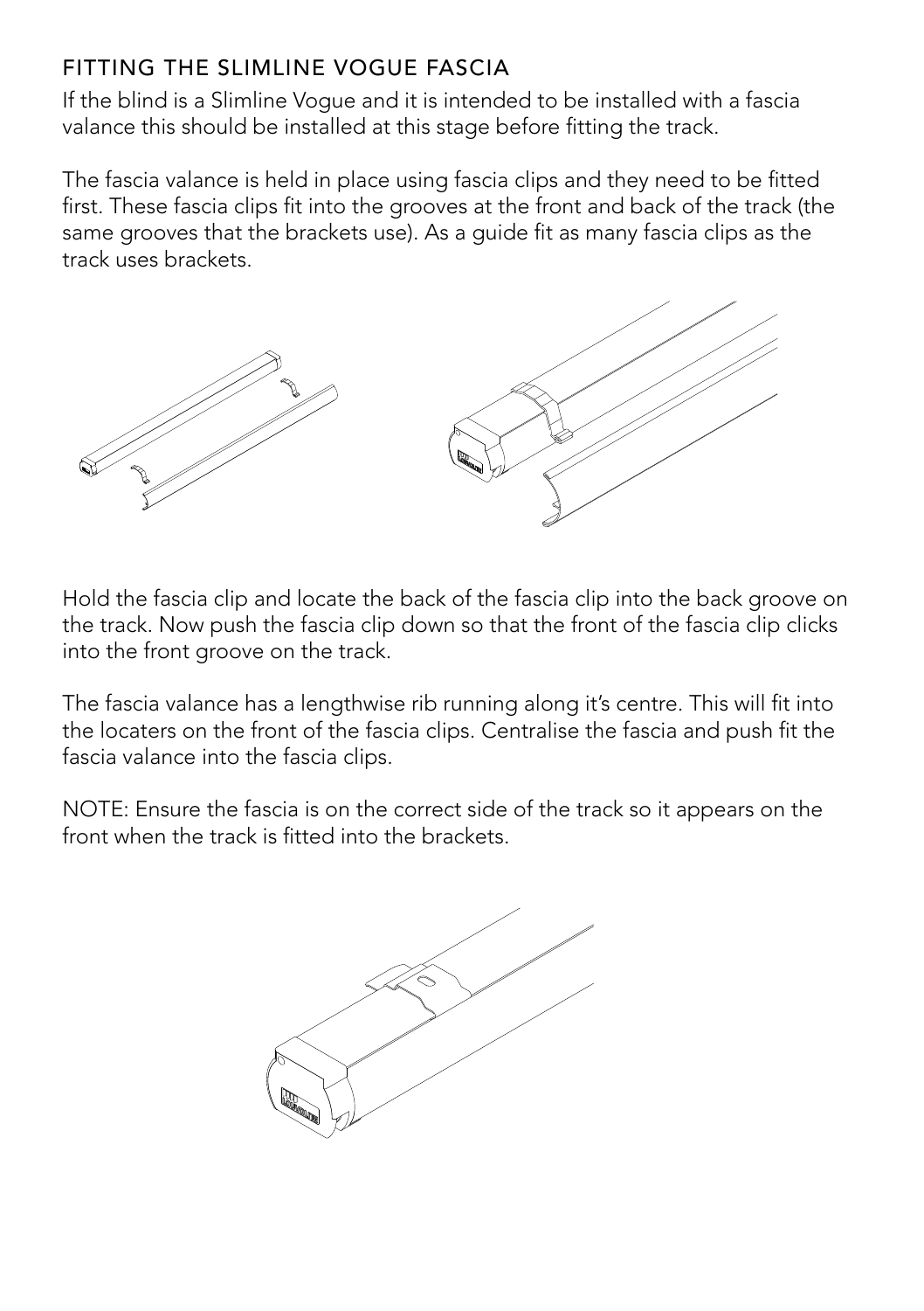## FITTING THE SLIMLINE VOGUE FASCIA

If the blind is a Slimline Vogue and it is intended to be installed with a fascia valance this should be installed at this stage before fitting the track.

The fascia valance is held in place using fascia clips and they need to be fitted first. These fascia clips fit into the grooves at the front and back of the track (the same grooves that the brackets use). As a guide fit as many fascia clips as the track uses brackets.

Hold the fascia clip and locate the back of the fascia clip into the back groove on the track. Now push the fascia clip down so that the front of the fascia clip clicks into the front groove on the track.

The fascia valance has a lengthwise rib running along it's centre. This will fit into the locaters on the front of the fascia clips. Centralise the fascia and push fit the fascia valance into the fascia clips.

NOTE: Ensure the fascia is on the correct side of the track so it appears on the front when the track is fitted into the brackets.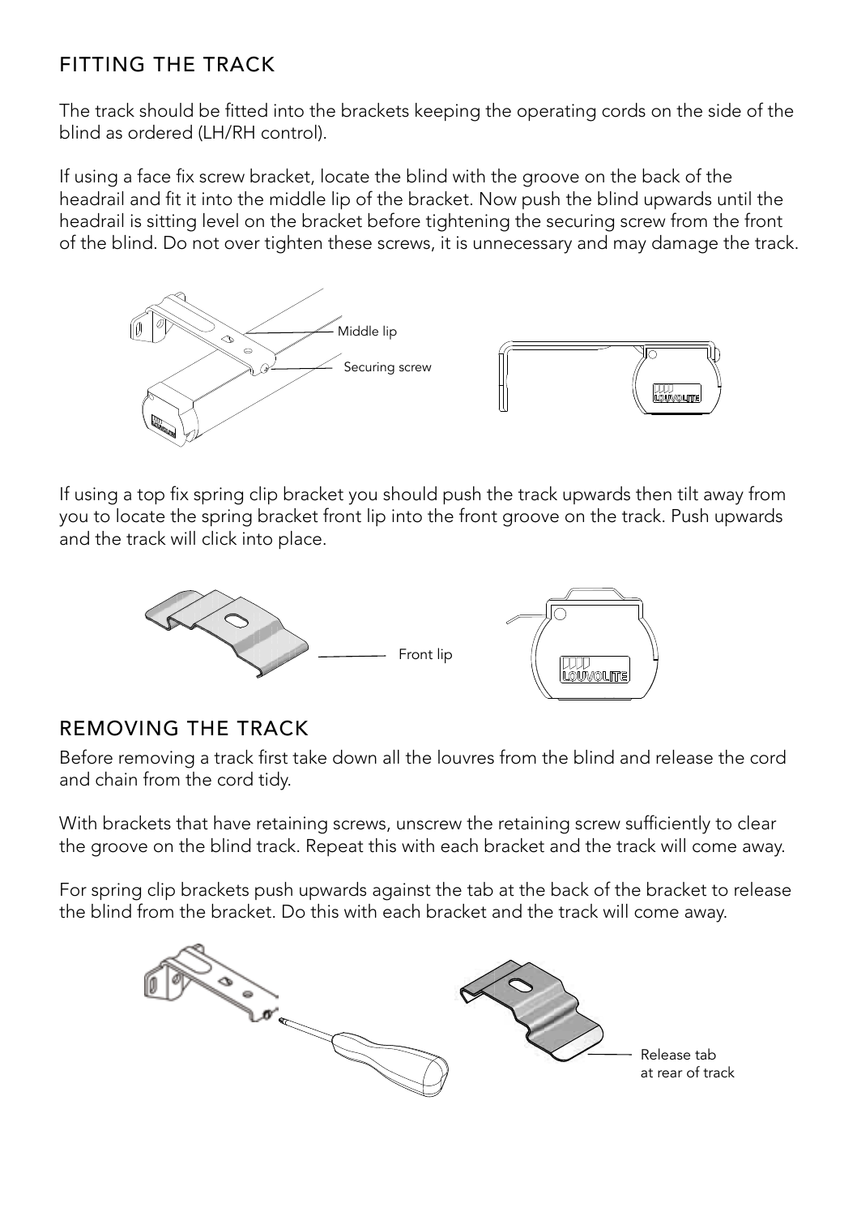## FITTING THE TRACK

The track should be fitted into the brackets keeping the operating cords on the side of the blind as ordered (LH/RH control).

If using a face fix screw bracket, locate the blind with the groove on the back of the headrail and fit it into the middle lip of the bracket. Now push the blind upwards until the headrail is sitting level on the bracket before tightening the securing screw from the front of the blind. Do not over tighten these screws, it is unnecessary and may damage the track.

Middle lip

Securing screw

If using a top fix spring clip bracket you should push the track upwards then tilt away from you to locate the spring bracket front lip into the front groove on the track. Push upwards and the track will click into place.

Front lip

## REMOVING THE TRACK

Before removing a track first take down all the louvres from the blind and release the cord and chain from the cord tidy.

With brackets that have retaining screws, unscrew the retaining screw sufficiently to clear the groove on the blind track. Repeat this with each bracket and the track will come away.

For spring clip brackets push upwards against the tab at the back of the bracket to release the blind from the bracket. Do this with each bracket and the track will come away.

Release tab at rear of track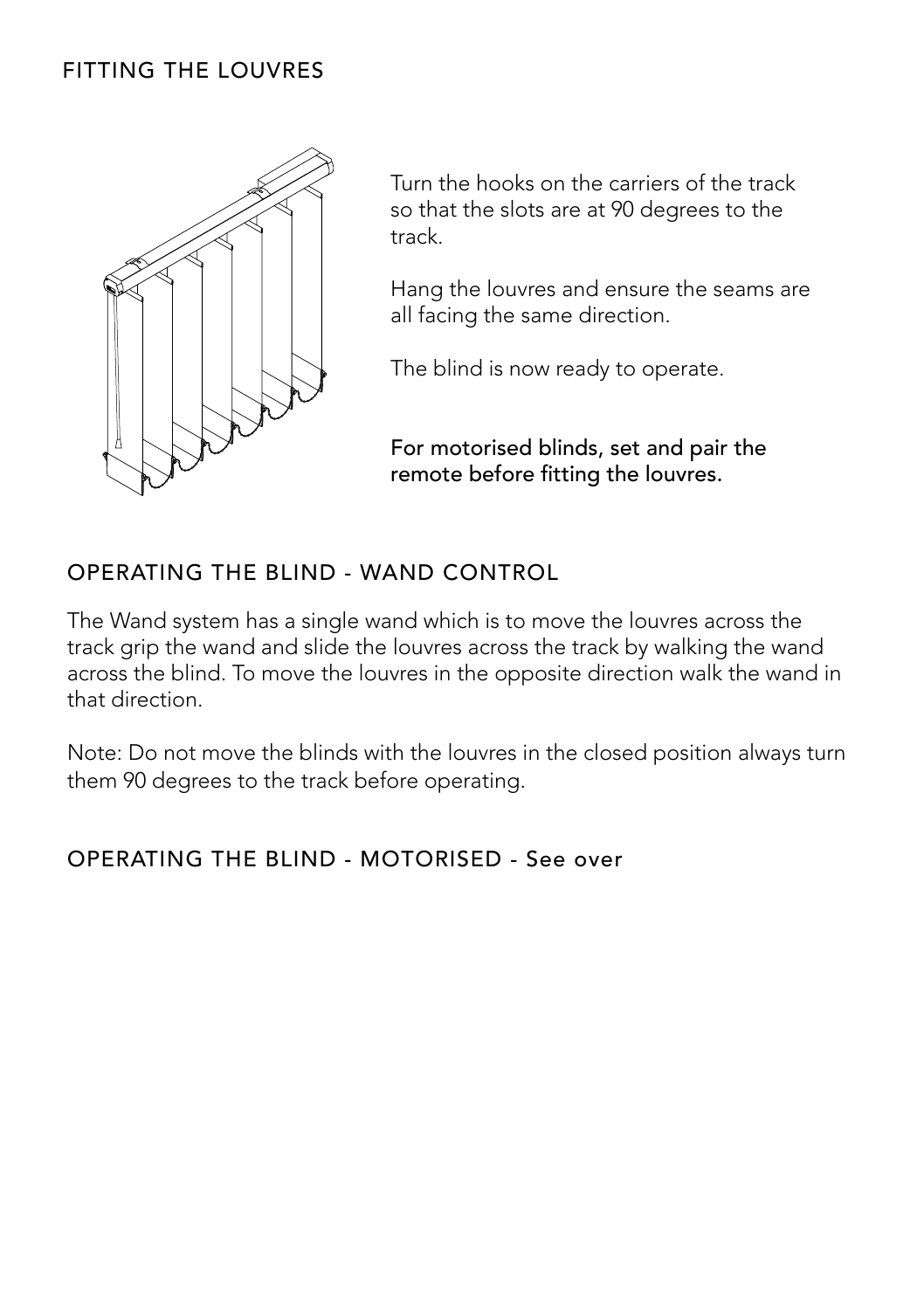## FITTING THE LOUVRES

Turn the hooks on the carriers of the track so that the slots are at 90 degrees to the track.

Hang the louvres and ensure the seams are all facing the same direction.

The blind is now ready to operate.

**For motorised blinds, set and pair the remote before fitting the louvres.**

## OPERATING THE BLIND - WAND CONTROL

The Wand system has a single wand which is to move the louvres across the track grip the wand and slide the louvres across the track by walking the wand across the blind. To move the louvres in the opposite direction walk the wand in that direction.

Note: Do not move the blinds with the louvres in the closed position always turn them 90 degrees to the track before operating.

## OPERATING THE BLIND - MOTORISED - See over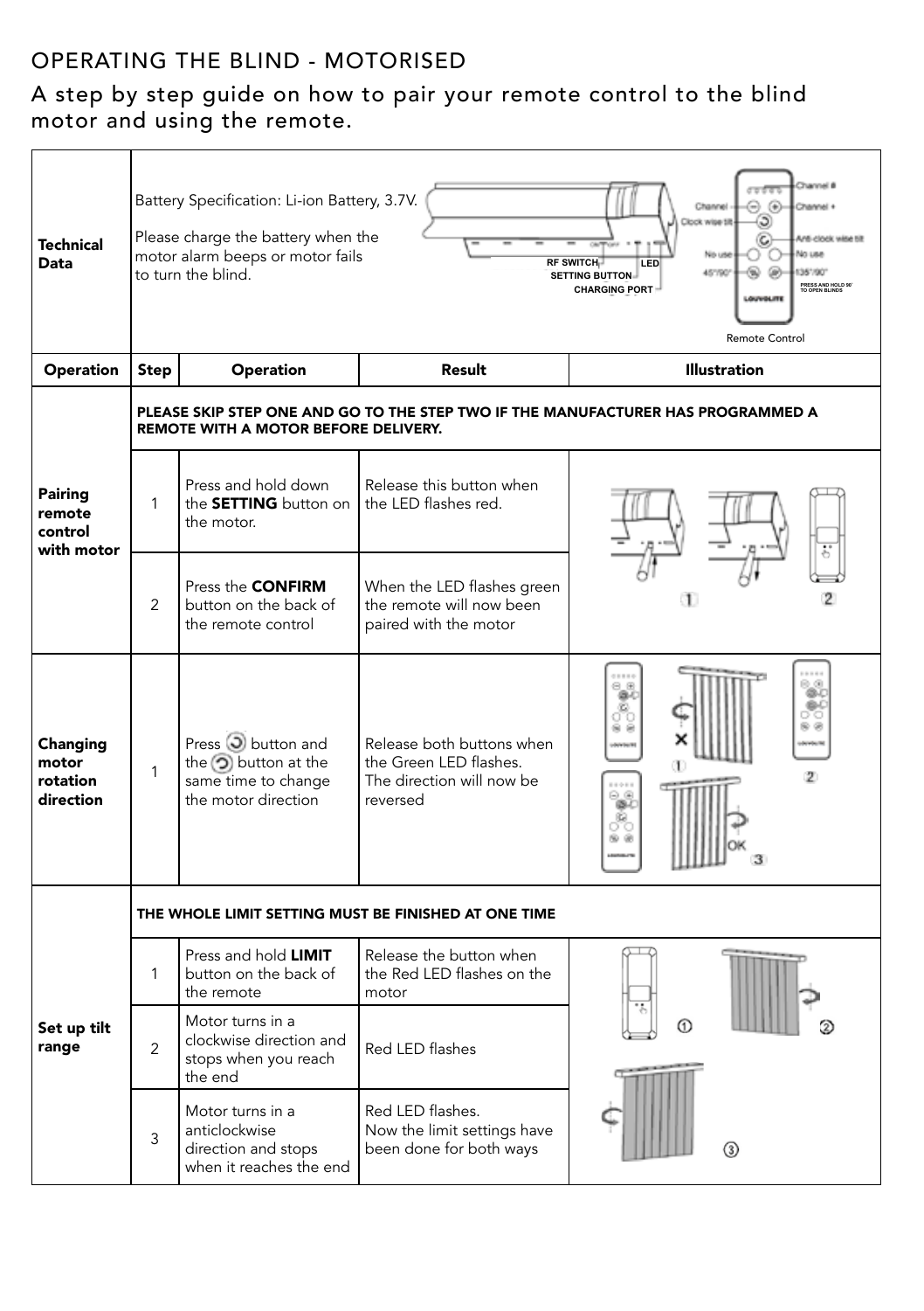## OPERATING THE BLIND - MOTORISED

### A step by step guide on how to pair your remote control to the blind motor and using the remote.

| **Technical Data** | Battery Specification: Li-ion Battery, 3.7V.<br><br>Please charge the battery when the motor alarm beeps or motor fails to turn the blind. | | | |
|---|---|---|---|---|
| **Operation** | **Step** | **Operation** | **Result** | **Illustration** |
| **Pairing remote control with motor** | **PLEASE SKIP STEP ONE AND GO TO THE STEP TWO IF THE MANUFACTURER HAS PROGRAMMED A REMOTE WITH A MOTOR BEFORE DELIVERY.** | | | |
| | 1 | Press and hold down the **SETTING** button on the motor. | Release this button when the LED flashes red. | |
| | 2 | Press the **CONFIRM** button on the back of the remote control | When the LED flashes green the remote will now been paired with the motor | |
| **Changing motor rotation direction** | 1 | Press button and the button at the same time to change the motor direction | Release both buttons when the Green LED flashes. The direction will now be reversed | |
| **Set up tilt range** | **THE WHOLE LIMIT SETTING MUST BE FINISHED AT ONE TIME** | | | |
| | 1 | Press and hold **LIMIT** button on the back of the remote | Release the button when the Red LED flashes on the motor | |
| | 2 | Motor turns in a clockwise direction and stops when you reach the end | Red LED flashes | |
| | 3 | Motor turns in a anticlockwise direction and stops when it reaches the end | Red LED flashes. Now the limit settings have been done for both ways | |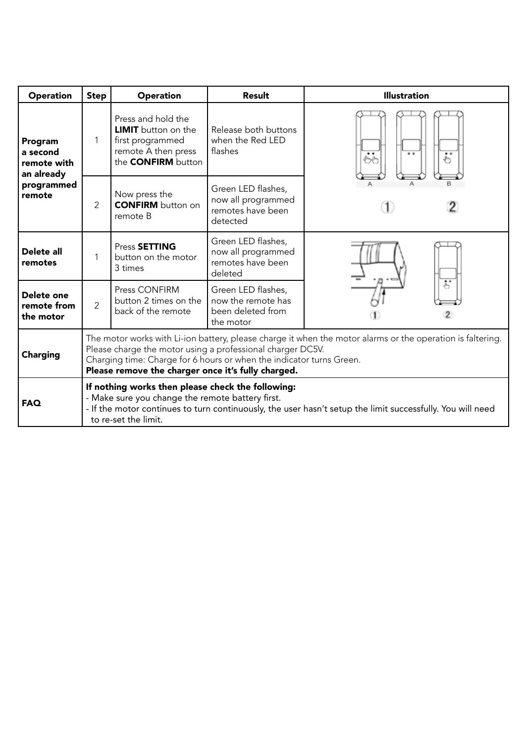| Operation | Step | Operation | Result | Illustration |
|---|---|---|---|---|
| **Program a second remote with an already programmed remote** | 1 | Press and hold the **LIMIT** button on the first programmed remote A then press the **CONFIRM** button | Release both buttons when the Red LED flashes | |
| | 2 | Now press the **CONFIRM** button on remote B | Green LED flashes, now all programmed remotes have been detected | |
| **Delete all remotes** | 1 | Press **SETTING** button on the motor 3 times | Green LED flashes, now all programmed remotes have been deleted | |
| **Delete one remote from the motor** | 2 | Press CONFIRM button 2 times on the back of the remote | Green LED flashes, now the remote has been deleted from the motor | |
| **Charging** | The motor works with Li-ion battery, please charge it when the motor alarms or the operation is faltering. Please charge the motor using a professional charger DC5V. Charging time: Charge for 6 hours or when the indicator turns Green. **Please remove the charger once it's fully charged.** | | | |
| **FAQ** | **If nothing works then please check the following:** - Make sure you change the remote battery first. - If the motor continues to turn continuously, the user hasn't setup the limit successfully. You will need to re-set the limit. | | | |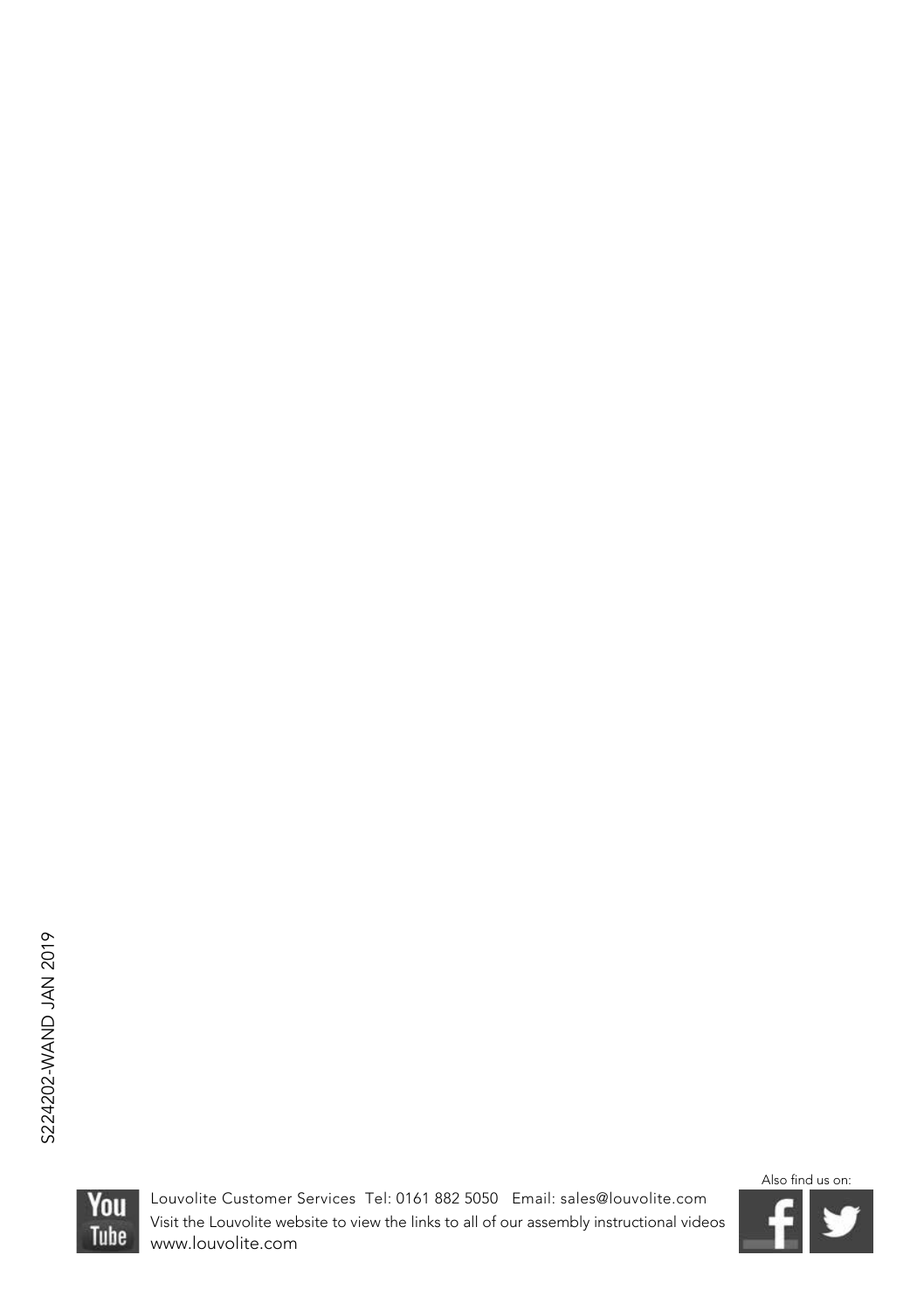S224202-WAND JAN 2019

Louvolite Customer Services Tel: 0161 882 5050 Email: sales@louvolite.com
Visit the Louvolite website to view the links to all of our assembly instructional videos
www.louvolite.com

Also find us on: